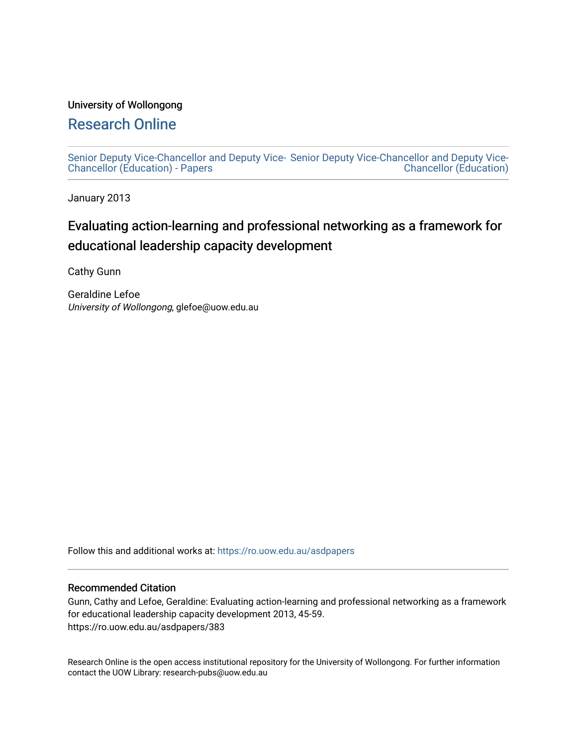University of Wollongong

# Research Online

Senior Deputy Vice-Chancellor and Deputy Vice-Chancellor (Education) - Papers | Senior Deputy Vice-Chancellor and Deputy Vice-Chancellor (Education)

January 2013

## Evaluating action-learning and professional networking as a framework for educational leadership capacity development

Cathy Gunn

Geraldine Lefoe
*University of Wollongong*, glefoe@uow.edu.au

Follow this and additional works at: https://ro.uow.edu.au/asdpapers

### Recommended Citation

Gunn, Cathy and Lefoe, Geraldine: Evaluating action-learning and professional networking as a framework for educational leadership capacity development 2013, 45-59.
https://ro.uow.edu.au/asdpapers/383

Research Online is the open access institutional repository for the University of Wollongong. For further information contact the UOW Library: research-pubs@uow.edu.au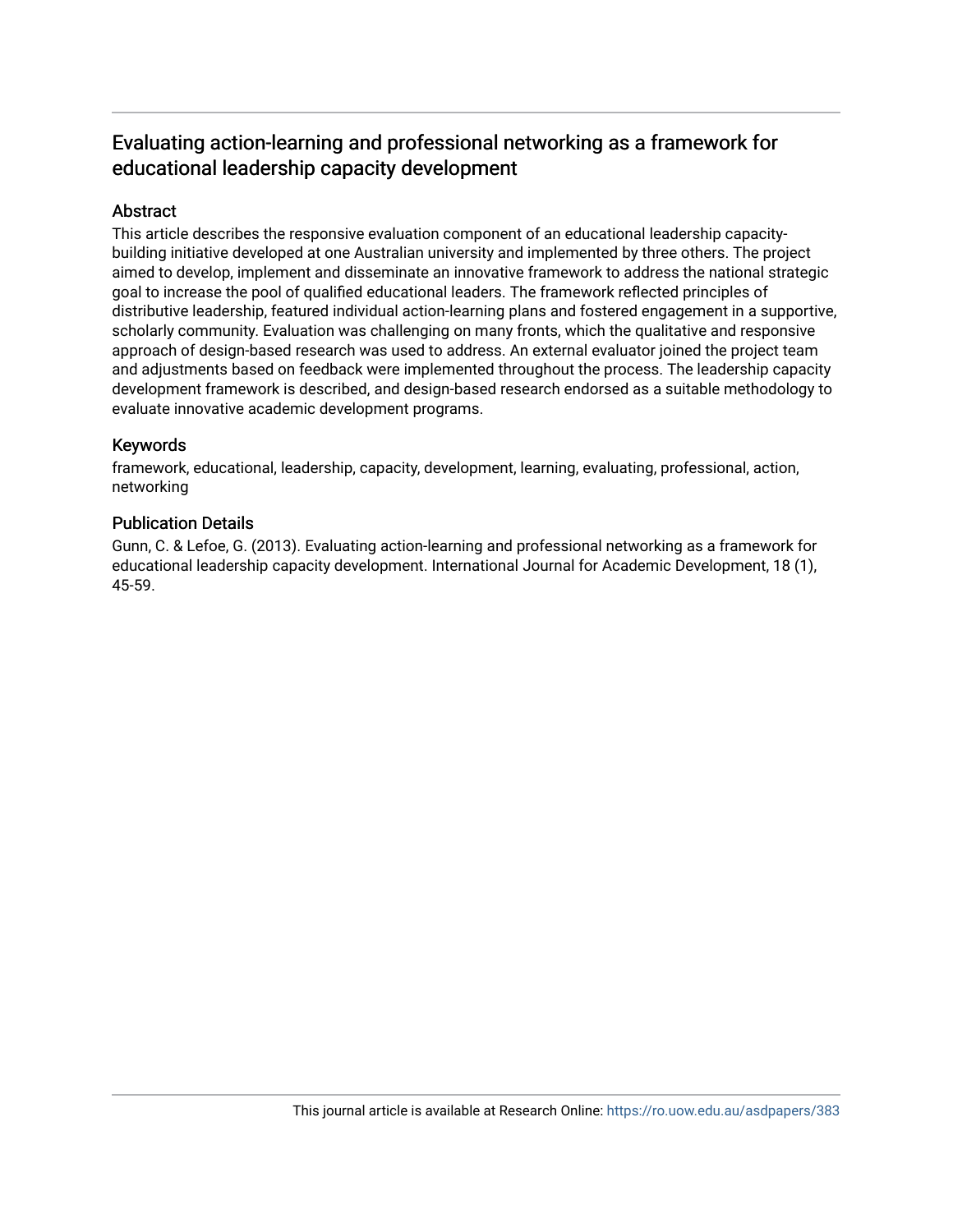# Evaluating action-learning and professional networking as a framework for educational leadership capacity development

## Abstract

This article describes the responsive evaluation component of an educational leadership capacity-building initiative developed at one Australian university and implemented by three others. The project aimed to develop, implement and disseminate an innovative framework to address the national strategic goal to increase the pool of qualified educational leaders. The framework reflected principles of distributive leadership, featured individual action-learning plans and fostered engagement in a supportive, scholarly community. Evaluation was challenging on many fronts, which the qualitative and responsive approach of design-based research was used to address. An external evaluator joined the project team and adjustments based on feedback were implemented throughout the process. The leadership capacity development framework is described, and design-based research endorsed as a suitable methodology to evaluate innovative academic development programs.

## Keywords

framework, educational, leadership, capacity, development, learning, evaluating, professional, action, networking

## Publication Details

Gunn, C. & Lefoe, G. (2013). Evaluating action-learning and professional networking as a framework for educational leadership capacity development. International Journal for Academic Development, 18 (1), 45-59.

This journal article is available at Research Online: https://ro.uow.edu.au/asdpapers/383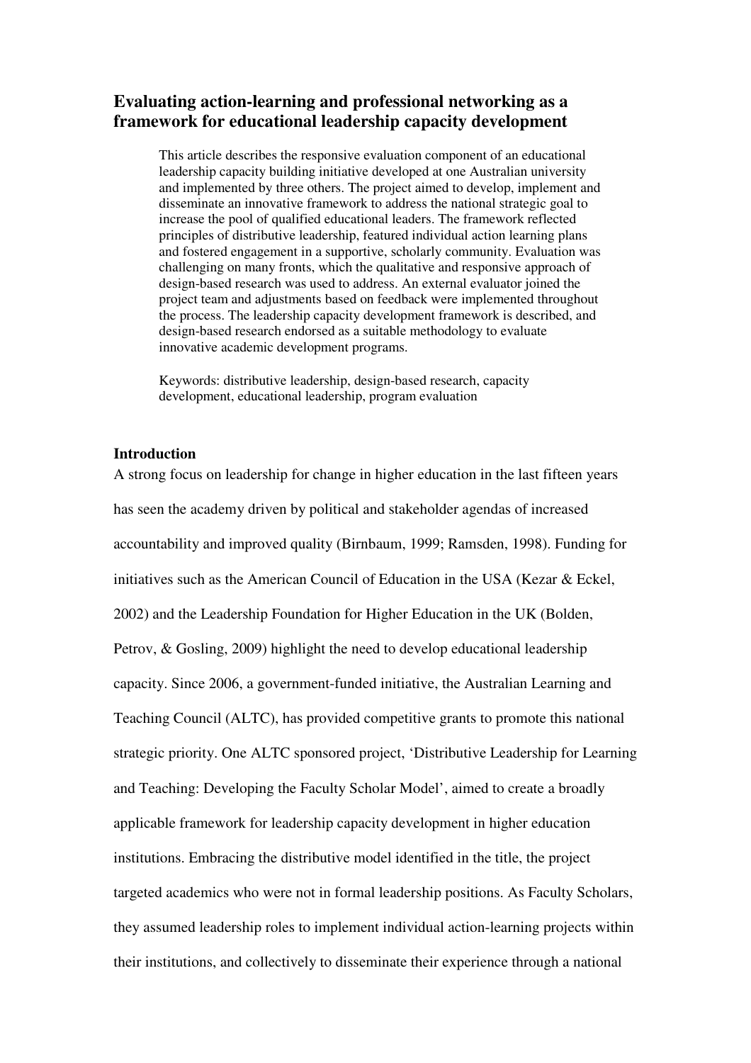# Evaluating action-learning and professional networking as a framework for educational leadership capacity development

> This article describes the responsive evaluation component of an educational leadership capacity building initiative developed at one Australian university and implemented by three others. The project aimed to develop, implement and disseminate an innovative framework to address the national strategic goal to increase the pool of qualified educational leaders. The framework reflected principles of distributive leadership, featured individual action learning plans and fostered engagement in a supportive, scholarly community. Evaluation was challenging on many fronts, which the qualitative and responsive approach of design-based research was used to address. An external evaluator joined the project team and adjustments based on feedback were implemented throughout the process. The leadership capacity development framework is described, and design-based research endorsed as a suitable methodology to evaluate innovative academic development programs.
>
> Keywords: distributive leadership, design-based research, capacity development, educational leadership, program evaluation

## Introduction

A strong focus on leadership for change in higher education in the last fifteen years has seen the academy driven by political and stakeholder agendas of increased accountability and improved quality (Birnbaum, 1999; Ramsden, 1998). Funding for initiatives such as the American Council of Education in the USA (Kezar & Eckel, 2002) and the Leadership Foundation for Higher Education in the UK (Bolden, Petrov, & Gosling, 2009) highlight the need to develop educational leadership capacity. Since 2006, a government-funded initiative, the Australian Learning and Teaching Council (ALTC), has provided competitive grants to promote this national strategic priority. One ALTC sponsored project, 'Distributive Leadership for Learning and Teaching: Developing the Faculty Scholar Model', aimed to create a broadly applicable framework for leadership capacity development in higher education institutions. Embracing the distributive model identified in the title, the project targeted academics who were not in formal leadership positions. As Faculty Scholars, they assumed leadership roles to implement individual action-learning projects within their institutions, and collectively to disseminate their experience through a national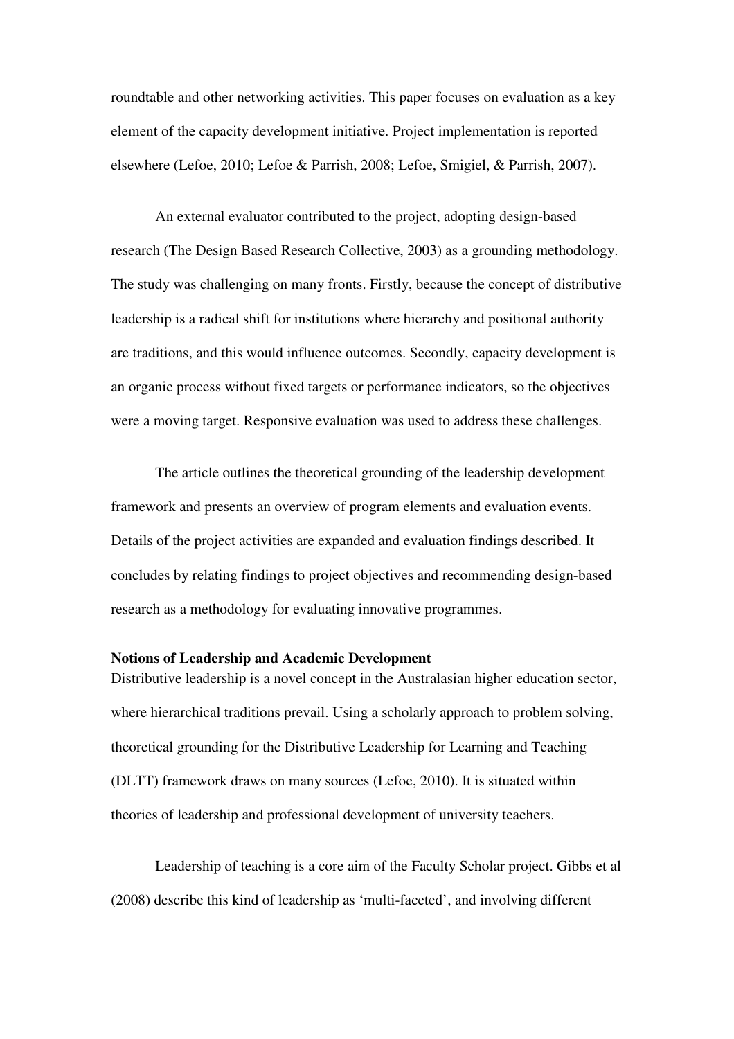roundtable and other networking activities. This paper focuses on evaluation as a key element of the capacity development initiative. Project implementation is reported elsewhere (Lefoe, 2010; Lefoe & Parrish, 2008; Lefoe, Smigiel, & Parrish, 2007).

An external evaluator contributed to the project, adopting design-based research (The Design Based Research Collective, 2003) as a grounding methodology. The study was challenging on many fronts. Firstly, because the concept of distributive leadership is a radical shift for institutions where hierarchy and positional authority are traditions, and this would influence outcomes. Secondly, capacity development is an organic process without fixed targets or performance indicators, so the objectives were a moving target. Responsive evaluation was used to address these challenges.

The article outlines the theoretical grounding of the leadership development framework and presents an overview of program elements and evaluation events. Details of the project activities are expanded and evaluation findings described. It concludes by relating findings to project objectives and recommending design-based research as a methodology for evaluating innovative programmes.

**Notions of Leadership and Academic Development**

Distributive leadership is a novel concept in the Australasian higher education sector, where hierarchical traditions prevail. Using a scholarly approach to problem solving, theoretical grounding for the Distributive Leadership for Learning and Teaching (DLTT) framework draws on many sources (Lefoe, 2010). It is situated within theories of leadership and professional development of university teachers.

Leadership of teaching is a core aim of the Faculty Scholar project. Gibbs et al (2008) describe this kind of leadership as 'multi-faceted', and involving different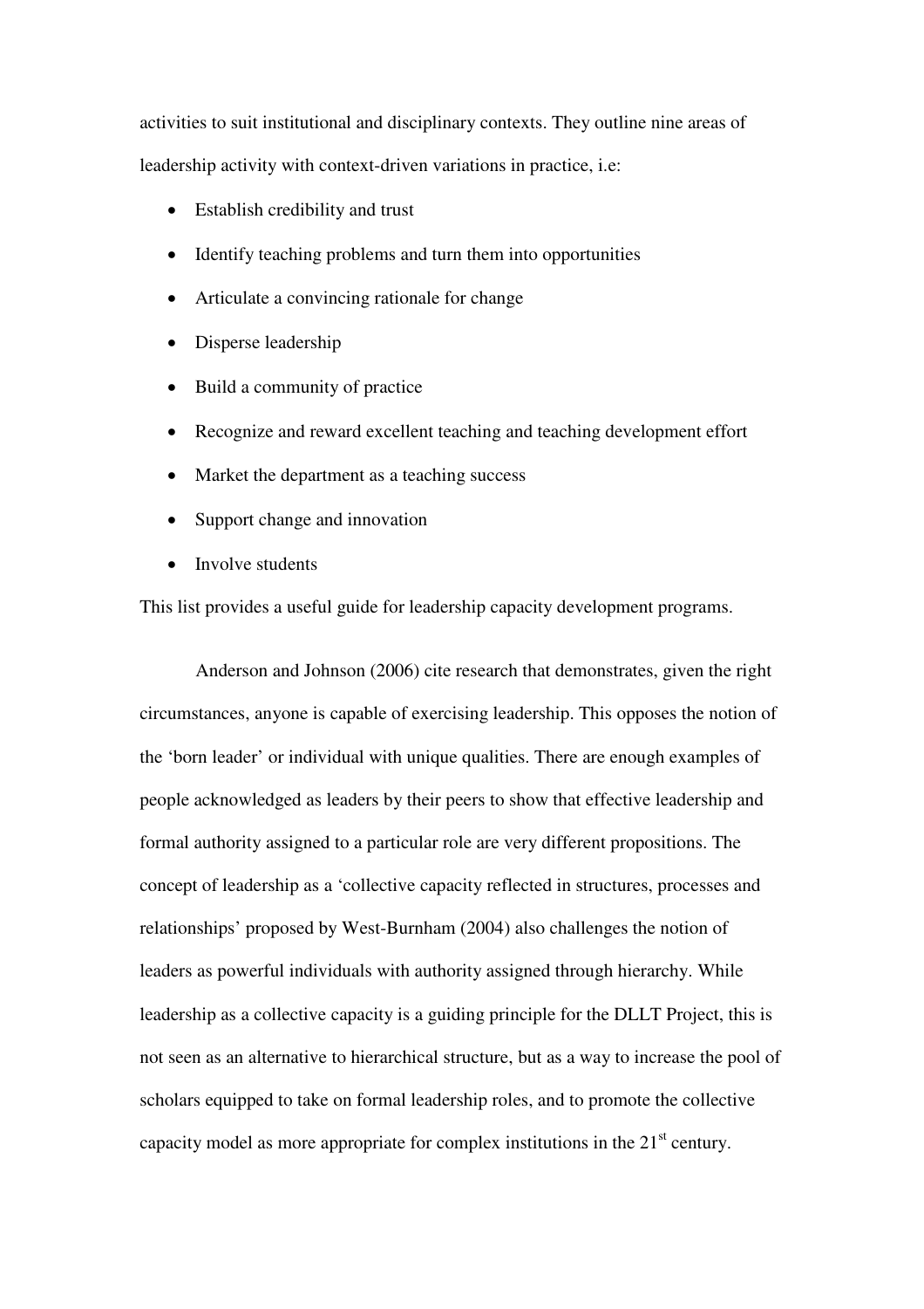activities to suit institutional and disciplinary contexts. They outline nine areas of leadership activity with context-driven variations in practice, i.e:

- Establish credibility and trust
- Identify teaching problems and turn them into opportunities
- Articulate a convincing rationale for change
- Disperse leadership
- Build a community of practice
- Recognize and reward excellent teaching and teaching development effort
- Market the department as a teaching success
- Support change and innovation
- Involve students

This list provides a useful guide for leadership capacity development programs.

Anderson and Johnson (2006) cite research that demonstrates, given the right circumstances, anyone is capable of exercising leadership. This opposes the notion of the 'born leader' or individual with unique qualities. There are enough examples of people acknowledged as leaders by their peers to show that effective leadership and formal authority assigned to a particular role are very different propositions. The concept of leadership as a 'collective capacity reflected in structures, processes and relationships' proposed by West-Burnham (2004) also challenges the notion of leaders as powerful individuals with authority assigned through hierarchy. While leadership as a collective capacity is a guiding principle for the DLLT Project, this is not seen as an alternative to hierarchical structure, but as a way to increase the pool of scholars equipped to take on formal leadership roles, and to promote the collective capacity model as more appropriate for complex institutions in the 21st century.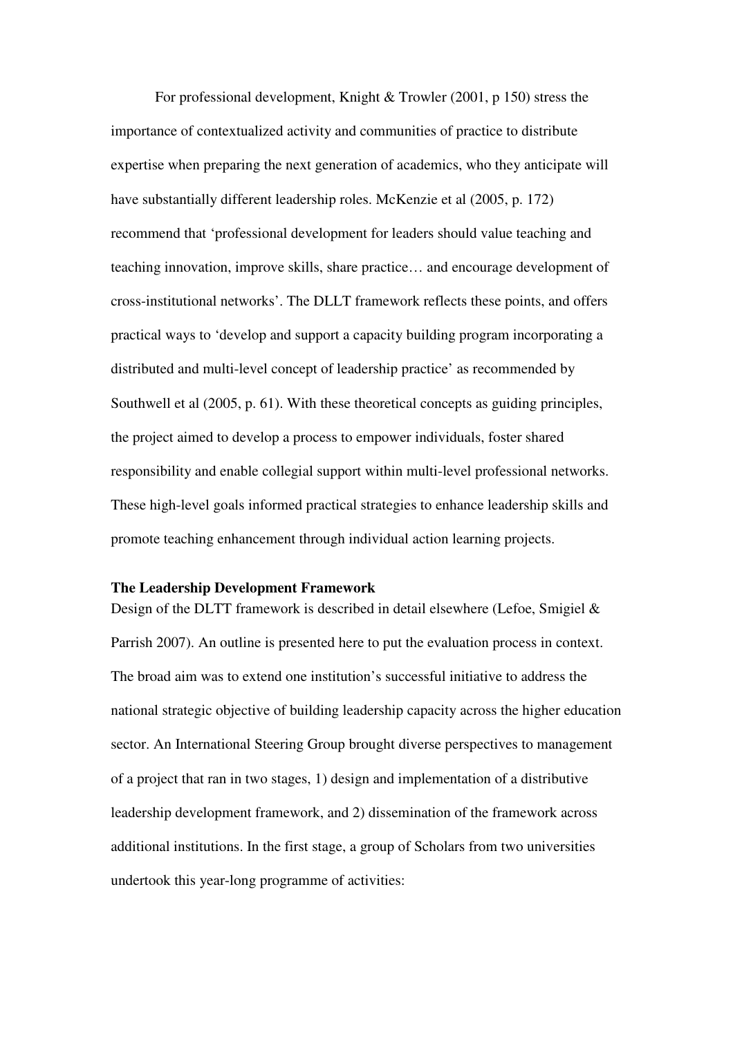For professional development, Knight & Trowler (2001, p 150) stress the importance of contextualized activity and communities of practice to distribute expertise when preparing the next generation of academics, who they anticipate will have substantially different leadership roles. McKenzie et al (2005, p. 172) recommend that 'professional development for leaders should value teaching and teaching innovation, improve skills, share practice… and encourage development of cross-institutional networks'. The DLLT framework reflects these points, and offers practical ways to 'develop and support a capacity building program incorporating a distributed and multi-level concept of leadership practice' as recommended by Southwell et al (2005, p. 61). With these theoretical concepts as guiding principles, the project aimed to develop a process to empower individuals, foster shared responsibility and enable collegial support within multi-level professional networks. These high-level goals informed practical strategies to enhance leadership skills and promote teaching enhancement through individual action learning projects.

**The Leadership Development Framework**

Design of the DLTT framework is described in detail elsewhere (Lefoe, Smigiel & Parrish 2007). An outline is presented here to put the evaluation process in context. The broad aim was to extend one institution's successful initiative to address the national strategic objective of building leadership capacity across the higher education sector. An International Steering Group brought diverse perspectives to management of a project that ran in two stages, 1) design and implementation of a distributive leadership development framework, and 2) dissemination of the framework across additional institutions. In the first stage, a group of Scholars from two universities undertook this year-long programme of activities: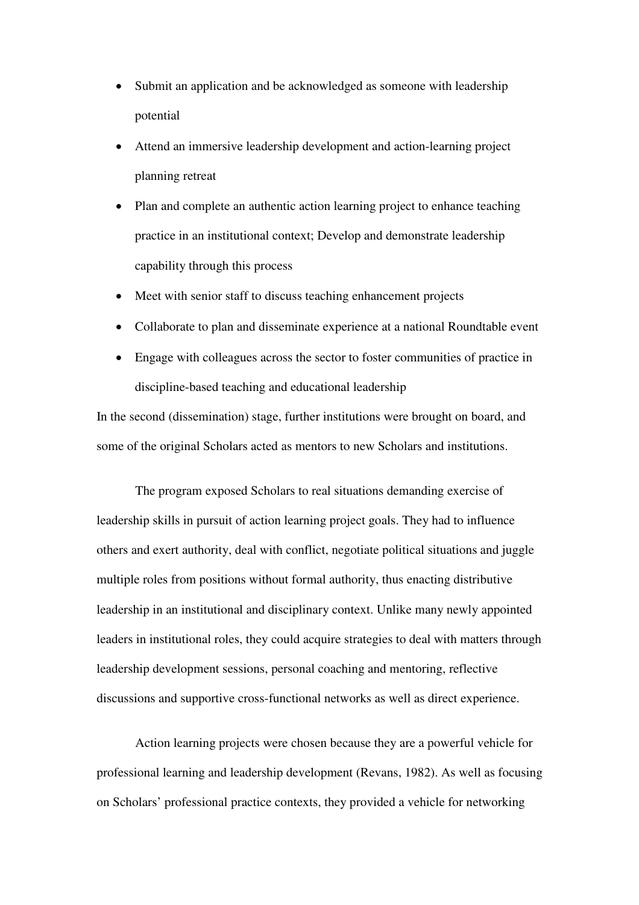- Submit an application and be acknowledged as someone with leadership potential
- Attend an immersive leadership development and action-learning project planning retreat
- Plan and complete an authentic action learning project to enhance teaching practice in an institutional context; Develop and demonstrate leadership capability through this process
- Meet with senior staff to discuss teaching enhancement projects
- Collaborate to plan and disseminate experience at a national Roundtable event
- Engage with colleagues across the sector to foster communities of practice in discipline-based teaching and educational leadership

In the second (dissemination) stage, further institutions were brought on board, and some of the original Scholars acted as mentors to new Scholars and institutions.

The program exposed Scholars to real situations demanding exercise of leadership skills in pursuit of action learning project goals. They had to influence others and exert authority, deal with conflict, negotiate political situations and juggle multiple roles from positions without formal authority, thus enacting distributive leadership in an institutional and disciplinary context. Unlike many newly appointed leaders in institutional roles, they could acquire strategies to deal with matters through leadership development sessions, personal coaching and mentoring, reflective discussions and supportive cross-functional networks as well as direct experience.

Action learning projects were chosen because they are a powerful vehicle for professional learning and leadership development (Revans, 1982). As well as focusing on Scholars' professional practice contexts, they provided a vehicle for networking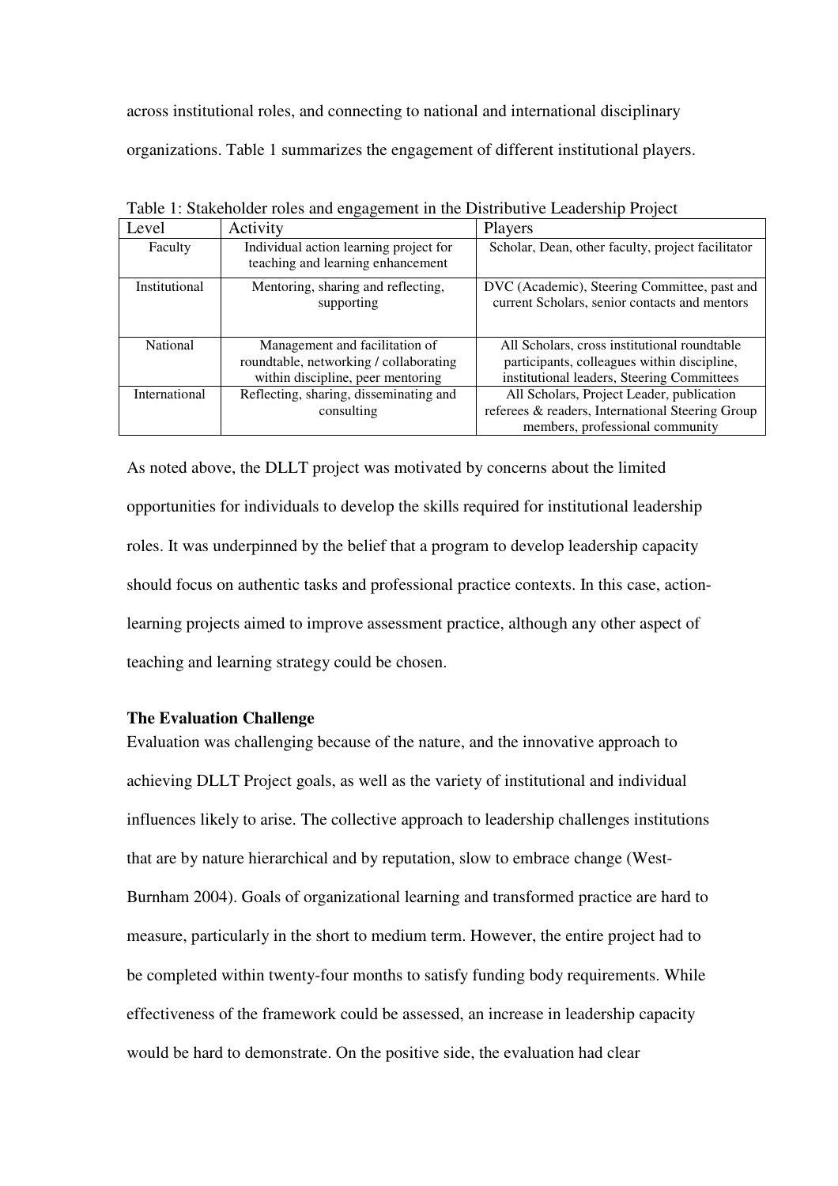across institutional roles, and connecting to national and international disciplinary organizations. Table 1 summarizes the engagement of different institutional players.

Table 1: Stakeholder roles and engagement in the Distributive Leadership Project

| Level | Activity | Players |
| --- | --- | --- |
| Faculty | Individual action learning project for teaching and learning enhancement | Scholar, Dean, other faculty, project facilitator |
| Institutional | Mentoring, sharing and reflecting, supporting | DVC (Academic), Steering Committee, past and current Scholars, senior contacts and mentors |
| National | Management and facilitation of roundtable, networking / collaborating within discipline, peer mentoring | All Scholars, cross institutional roundtable participants, colleagues within discipline, institutional leaders, Steering Committees |
| International | Reflecting, sharing, disseminating and consulting | All Scholars, Project Leader, publication referees & readers, International Steering Group members, professional community |

As noted above, the DLLT project was motivated by concerns about the limited opportunities for individuals to develop the skills required for institutional leadership roles. It was underpinned by the belief that a program to develop leadership capacity should focus on authentic tasks and professional practice contexts. In this case, action-learning projects aimed to improve assessment practice, although any other aspect of teaching and learning strategy could be chosen.

**The Evaluation Challenge**

Evaluation was challenging because of the nature, and the innovative approach to achieving DLLT Project goals, as well as the variety of institutional and individual influences likely to arise. The collective approach to leadership challenges institutions that are by nature hierarchical and by reputation, slow to embrace change (West-Burnham 2004). Goals of organizational learning and transformed practice are hard to measure, particularly in the short to medium term. However, the entire project had to be completed within twenty-four months to satisfy funding body requirements. While effectiveness of the framework could be assessed, an increase in leadership capacity would be hard to demonstrate. On the positive side, the evaluation had clear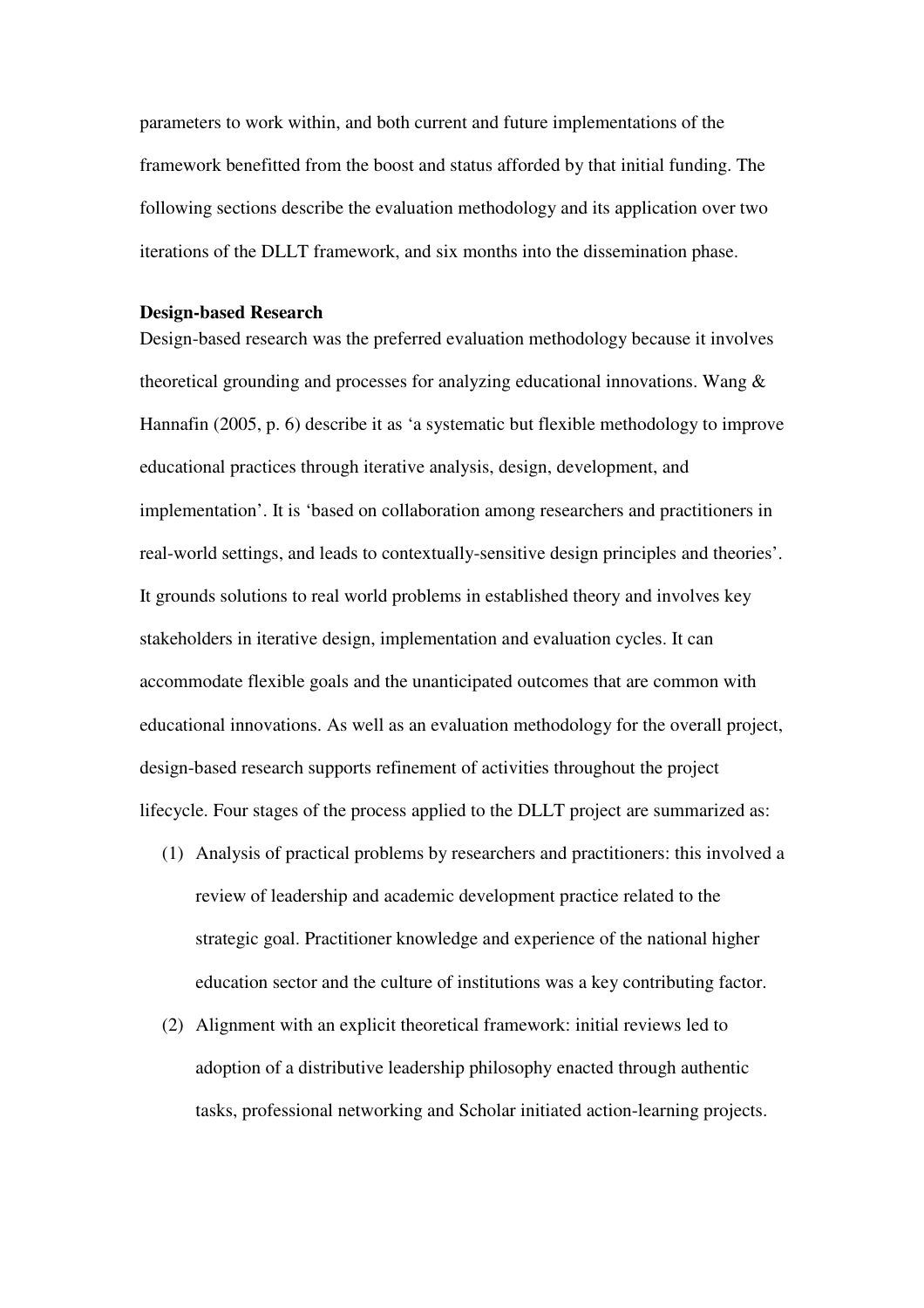parameters to work within, and both current and future implementations of the framework benefitted from the boost and status afforded by that initial funding. The following sections describe the evaluation methodology and its application over two iterations of the DLLT framework, and six months into the dissemination phase.

**Design-based Research**

Design-based research was the preferred evaluation methodology because it involves theoretical grounding and processes for analyzing educational innovations. Wang & Hannafin (2005, p. 6) describe it as 'a systematic but flexible methodology to improve educational practices through iterative analysis, design, development, and implementation'. It is 'based on collaboration among researchers and practitioners in real-world settings, and leads to contextually-sensitive design principles and theories'. It grounds solutions to real world problems in established theory and involves key stakeholders in iterative design, implementation and evaluation cycles. It can accommodate flexible goals and the unanticipated outcomes that are common with educational innovations. As well as an evaluation methodology for the overall project, design-based research supports refinement of activities throughout the project lifecycle. Four stages of the process applied to the DLLT project are summarized as:

(1) Analysis of practical problems by researchers and practitioners: this involved a review of leadership and academic development practice related to the strategic goal. Practitioner knowledge and experience of the national higher education sector and the culture of institutions was a key contributing factor.

(2) Alignment with an explicit theoretical framework: initial reviews led to adoption of a distributive leadership philosophy enacted through authentic tasks, professional networking and Scholar initiated action-learning projects.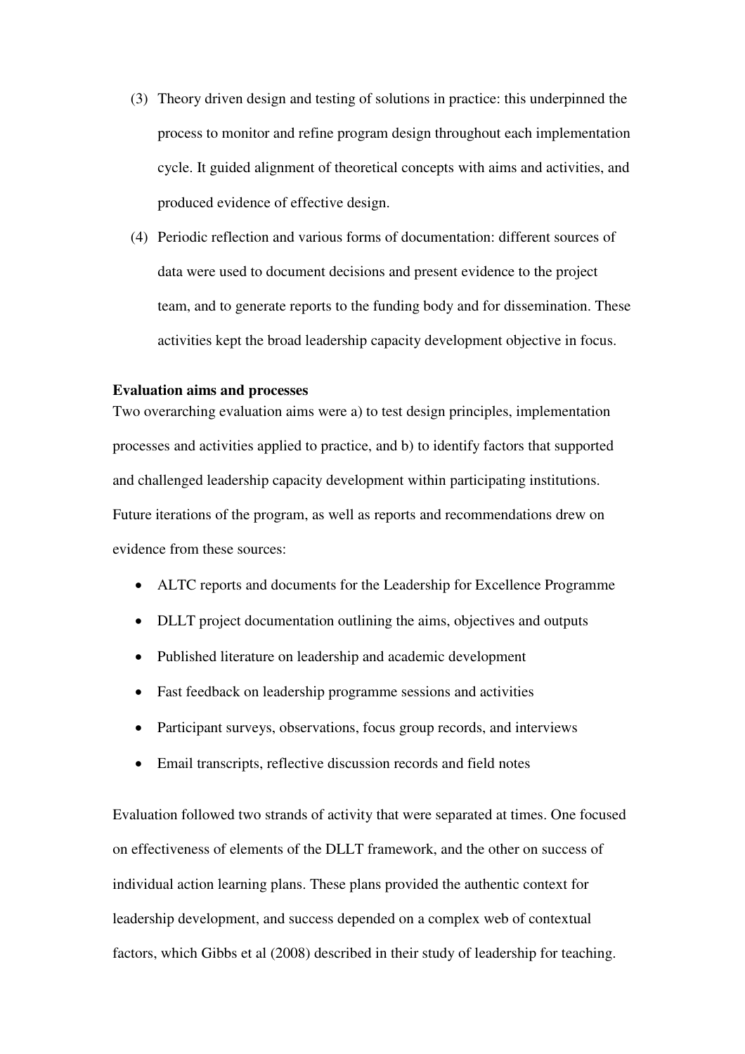(3) Theory driven design and testing of solutions in practice: this underpinned the process to monitor and refine program design throughout each implementation cycle. It guided alignment of theoretical concepts with aims and activities, and produced evidence of effective design.

(4) Periodic reflection and various forms of documentation: different sources of data were used to document decisions and present evidence to the project team, and to generate reports to the funding body and for dissemination. These activities kept the broad leadership capacity development objective in focus.

**Evaluation aims and processes**

Two overarching evaluation aims were a) to test design principles, implementation processes and activities applied to practice, and b) to identify factors that supported and challenged leadership capacity development within participating institutions. Future iterations of the program, as well as reports and recommendations drew on evidence from these sources:

- ALTC reports and documents for the Leadership for Excellence Programme
- DLLT project documentation outlining the aims, objectives and outputs
- Published literature on leadership and academic development
- Fast feedback on leadership programme sessions and activities
- Participant surveys, observations, focus group records, and interviews
- Email transcripts, reflective discussion records and field notes

Evaluation followed two strands of activity that were separated at times. One focused on effectiveness of elements of the DLLT framework, and the other on success of individual action learning plans. These plans provided the authentic context for leadership development, and success depended on a complex web of contextual factors, which Gibbs et al (2008) described in their study of leadership for teaching.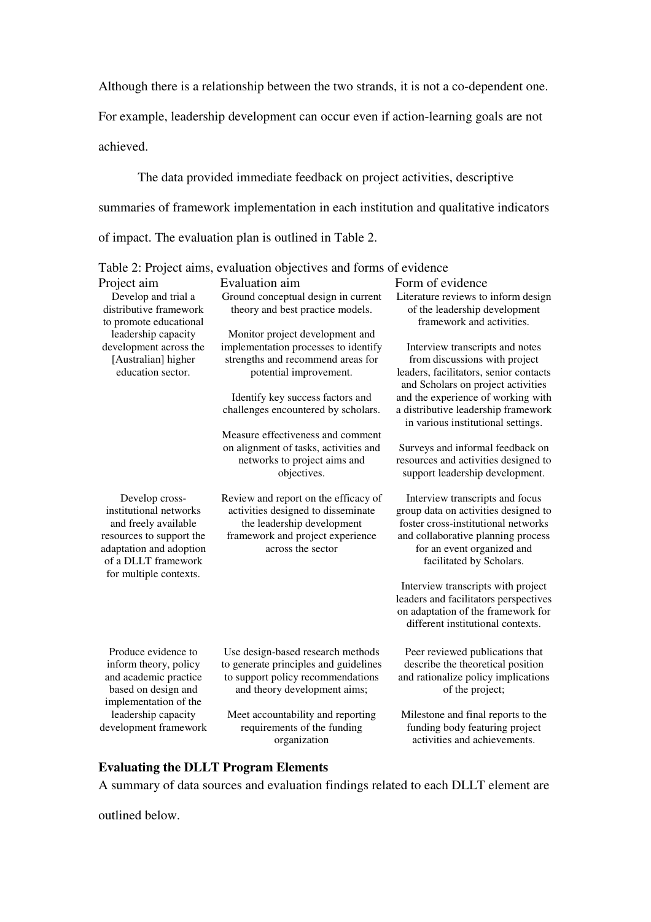Although there is a relationship between the two strands, it is not a co-dependent one. For example, leadership development can occur even if action-learning goals are not achieved.

The data provided immediate feedback on project activities, descriptive summaries of framework implementation in each institution and qualitative indicators of impact. The evaluation plan is outlined in Table 2.

Table 2: Project aims, evaluation objectives and forms of evidence

| Project aim | Evaluation aim | Form of evidence |
|---|---|---|
| Develop and trial a distributive framework to promote educational leadership capacity development across the [Australian] higher education sector. | Ground conceptual design in current theory and best practice models. | Literature reviews to inform design of the leadership development framework and activities. |
| | Monitor project development and implementation processes to identify strengths and recommend areas for potential improvement. | Interview transcripts and notes from discussions with project leaders, facilitators, senior contacts and Scholars on project activities and the experience of working with a distributive leadership framework in various institutional settings. |
| | Identify key success factors and challenges encountered by scholars. | |
| | Measure effectiveness and comment on alignment of tasks, activities and networks to project aims and objectives. | Surveys and informal feedback on resources and activities designed to support leadership development. |
| Develop cross-institutional networks and freely available resources to support the adaptation and adoption of a DLLT framework for multiple contexts. | Review and report on the efficacy of activities designed to disseminate the leadership development framework and project experience across the sector | Interview transcripts and focus group data on activities designed to foster cross-institutional networks and collaborative planning process for an event organized and facilitated by Scholars. |
| | | Interview transcripts with project leaders and facilitators perspectives on adaptation of the framework for different institutional contexts. |
| Produce evidence to inform theory, policy and academic practice based on design and implementation of the leadership capacity development framework | Use design-based research methods to generate principles and guidelines to support policy recommendations and theory development aims; | Peer reviewed publications that describe the theoretical position and rationalize policy implications of the project; |
| | Meet accountability and reporting requirements of the funding organization | Milestone and final reports to the funding body featuring project activities and achievements. |

**Evaluating the DLLT Program Elements**

A summary of data sources and evaluation findings related to each DLLT element are outlined below.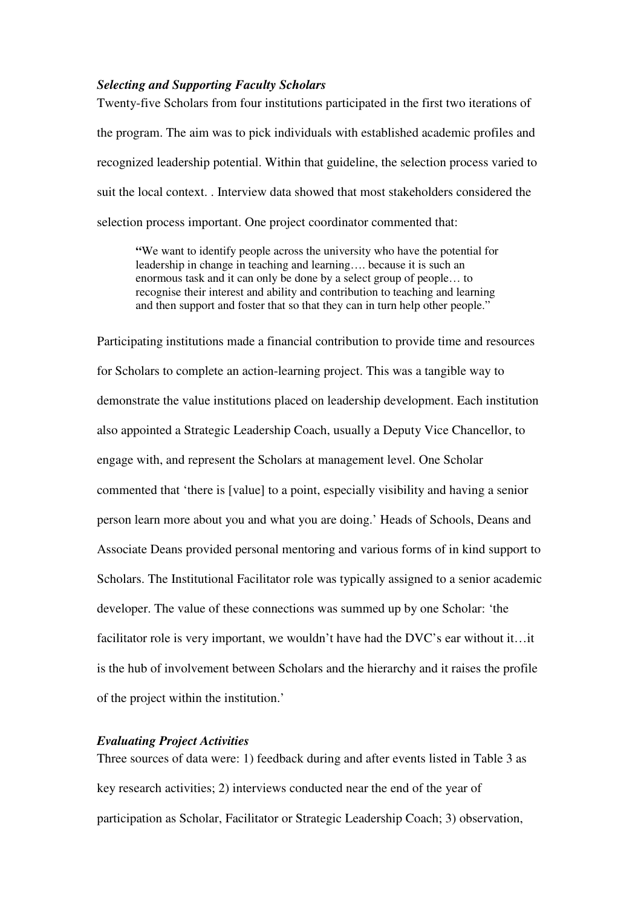### *Selecting and Supporting Faculty Scholars*

Twenty-five Scholars from four institutions participated in the first two iterations of the program. The aim was to pick individuals with established academic profiles and recognized leadership potential. Within that guideline, the selection process varied to suit the local context. . Interview data showed that most stakeholders considered the selection process important. One project coordinator commented that:

> **"**We want to identify people across the university who have the potential for leadership in change in teaching and learning…. because it is such an enormous task and it can only be done by a select group of people… to recognise their interest and ability and contribution to teaching and learning and then support and foster that so that they can in turn help other people."

Participating institutions made a financial contribution to provide time and resources for Scholars to complete an action-learning project. This was a tangible way to demonstrate the value institutions placed on leadership development. Each institution also appointed a Strategic Leadership Coach, usually a Deputy Vice Chancellor, to engage with, and represent the Scholars at management level. One Scholar commented that 'there is [value] to a point, especially visibility and having a senior person learn more about you and what you are doing.' Heads of Schools, Deans and Associate Deans provided personal mentoring and various forms of in kind support to Scholars. The Institutional Facilitator role was typically assigned to a senior academic developer. The value of these connections was summed up by one Scholar: 'the facilitator role is very important, we wouldn't have had the DVC's ear without it…it is the hub of involvement between Scholars and the hierarchy and it raises the profile of the project within the institution.'

### *Evaluating Project Activities*

Three sources of data were: 1) feedback during and after events listed in Table 3 as key research activities; 2) interviews conducted near the end of the year of participation as Scholar, Facilitator or Strategic Leadership Coach; 3) observation,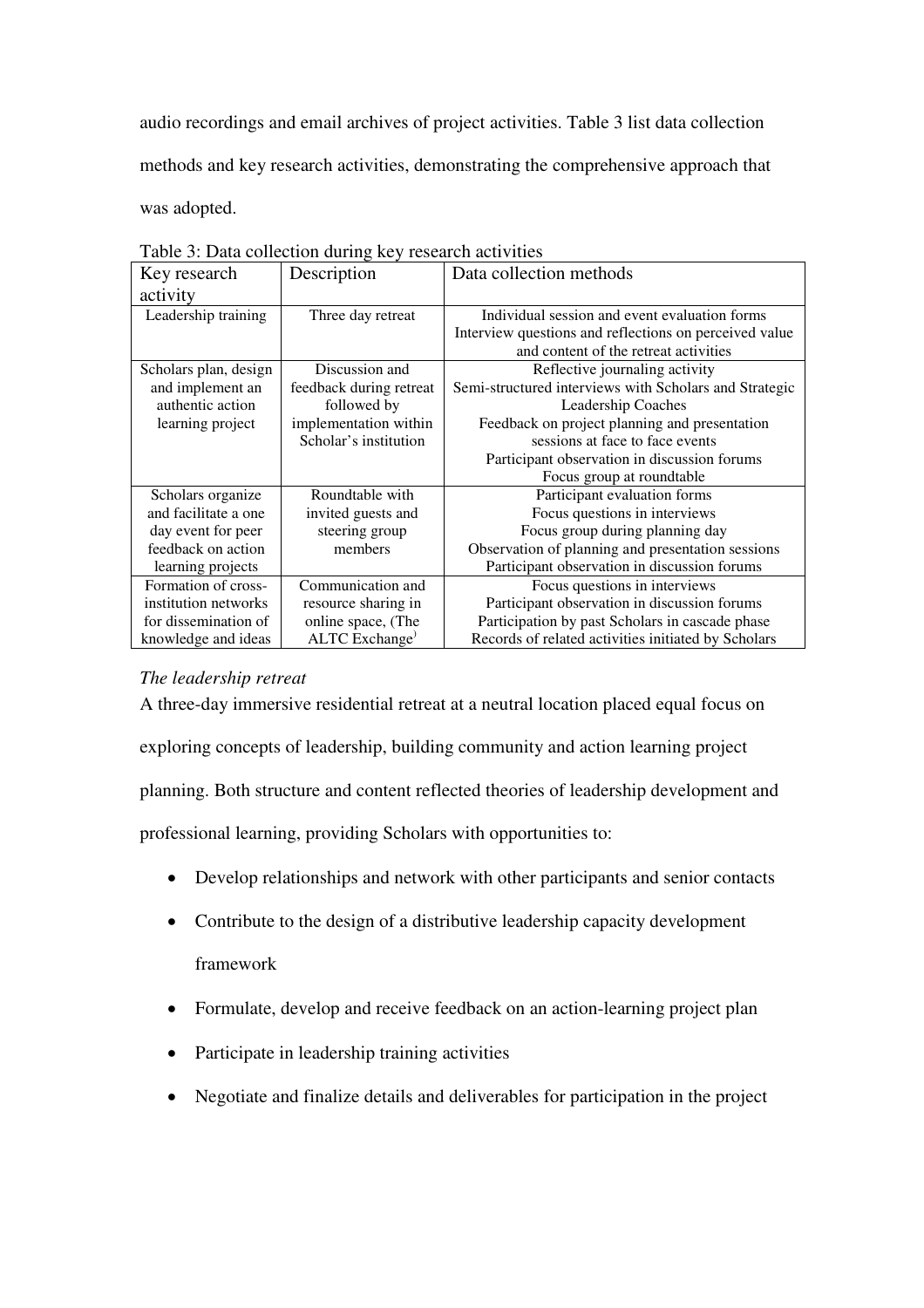audio recordings and email archives of project activities. Table 3 list data collection methods and key research activities, demonstrating the comprehensive approach that was adopted.

Table 3: Data collection during key research activities

| Key research activity | Description | Data collection methods |
|---|---|---|
| Leadership training | Three day retreat | Individual session and event evaluation forms<br>Interview questions and reflections on perceived value and content of the retreat activities |
| Scholars plan, design and implement an authentic action learning project | Discussion and feedback during retreat followed by implementation within Scholar's institution | Reflective journaling activity<br>Semi-structured interviews with Scholars and Strategic Leadership Coaches<br>Feedback on project planning and presentation sessions at face to face events<br>Participant observation in discussion forums<br>Focus group at roundtable |
| Scholars organize and facilitate a one day event for peer feedback on action learning projects | Roundtable with invited guests and steering group members | Participant evaluation forms<br>Focus questions in interviews<br>Focus group during planning day<br>Observation of planning and presentation sessions<br>Participant observation in discussion forums |
| Formation of cross-institution networks for dissemination of knowledge and ideas | Communication and resource sharing in online space, (The ALTC Exchange) | Focus questions in interviews<br>Participant observation in discussion forums<br>Participation by past Scholars in cascade phase<br>Records of related activities initiated by Scholars |

*The leadership retreat*

A three-day immersive residential retreat at a neutral location placed equal focus on exploring concepts of leadership, building community and action learning project planning. Both structure and content reflected theories of leadership development and professional learning, providing Scholars with opportunities to:

- Develop relationships and network with other participants and senior contacts
- Contribute to the design of a distributive leadership capacity development framework
- Formulate, develop and receive feedback on an action-learning project plan
- Participate in leadership training activities
- Negotiate and finalize details and deliverables for participation in the project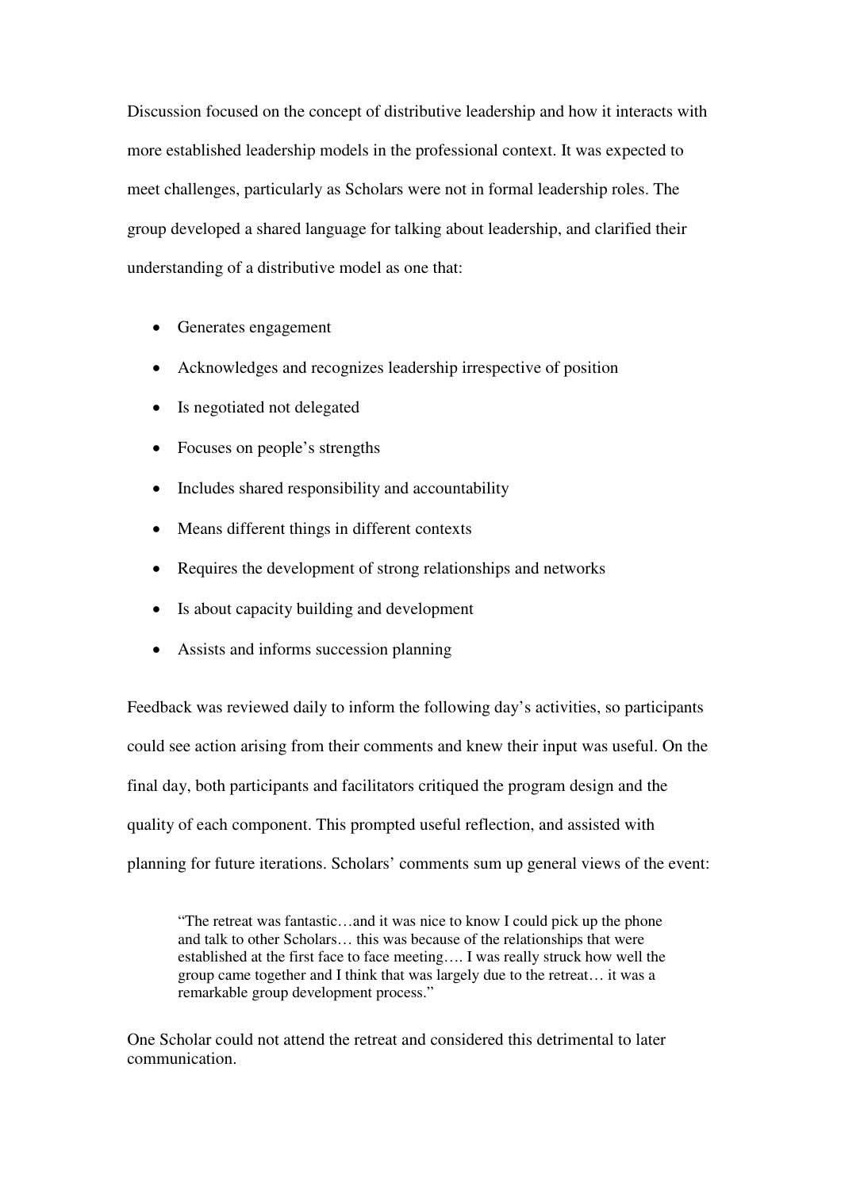Discussion focused on the concept of distributive leadership and how it interacts with more established leadership models in the professional context. It was expected to meet challenges, particularly as Scholars were not in formal leadership roles. The group developed a shared language for talking about leadership, and clarified their understanding of a distributive model as one that:

- Generates engagement
- Acknowledges and recognizes leadership irrespective of position
- Is negotiated not delegated
- Focuses on people's strengths
- Includes shared responsibility and accountability
- Means different things in different contexts
- Requires the development of strong relationships and networks
- Is about capacity building and development
- Assists and informs succession planning

Feedback was reviewed daily to inform the following day's activities, so participants could see action arising from their comments and knew their input was useful. On the final day, both participants and facilitators critiqued the program design and the quality of each component. This prompted useful reflection, and assisted with planning for future iterations. Scholars' comments sum up general views of the event:

> "The retreat was fantastic…and it was nice to know I could pick up the phone and talk to other Scholars… this was because of the relationships that were established at the first face to face meeting…. I was really struck how well the group came together and I think that was largely due to the retreat… it was a remarkable group development process."

One Scholar could not attend the retreat and considered this detrimental to later communication.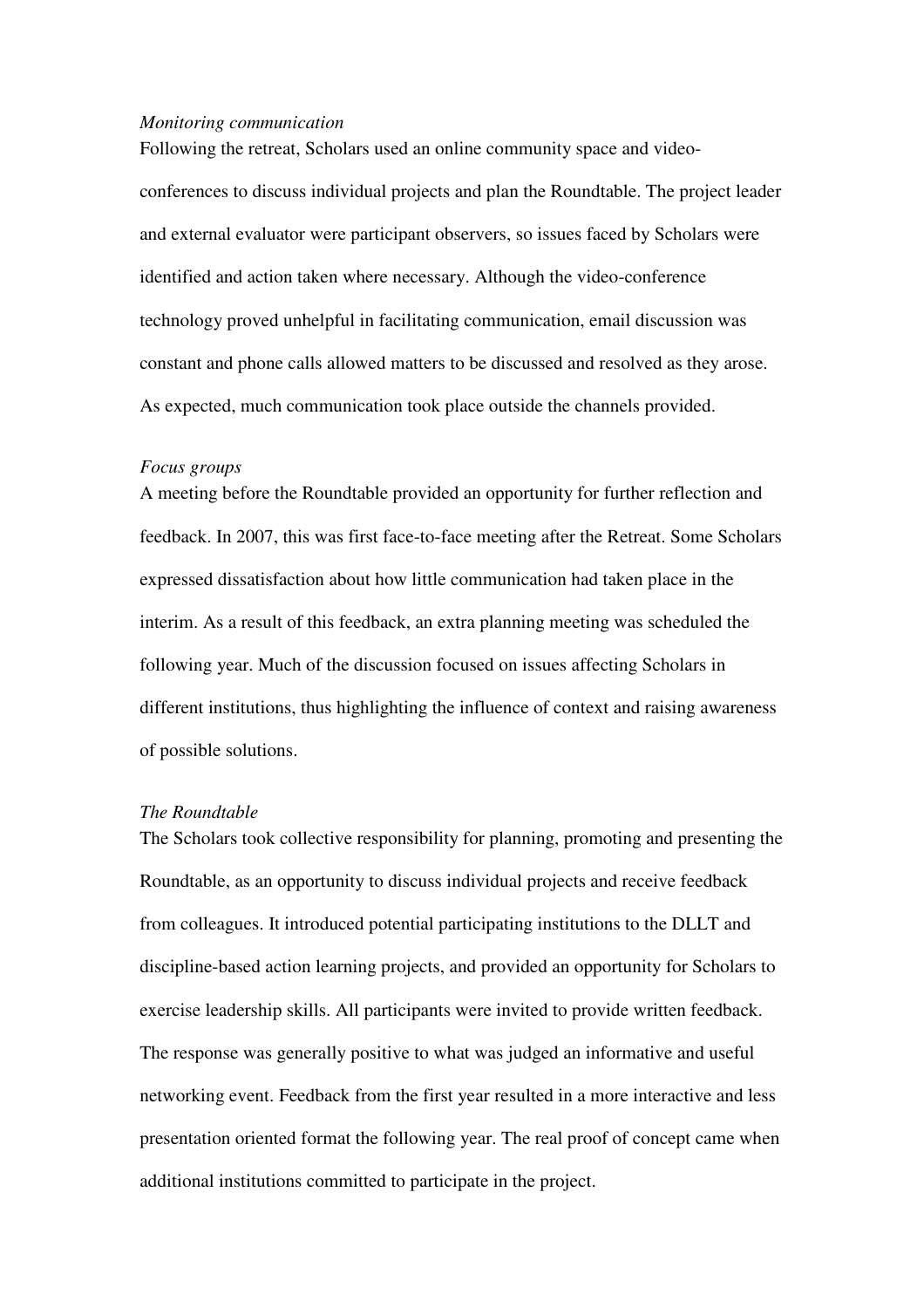*Monitoring communication*

Following the retreat, Scholars used an online community space and video-conferences to discuss individual projects and plan the Roundtable. The project leader and external evaluator were participant observers, so issues faced by Scholars were identified and action taken where necessary. Although the video-conference technology proved unhelpful in facilitating communication, email discussion was constant and phone calls allowed matters to be discussed and resolved as they arose. As expected, much communication took place outside the channels provided.

*Focus groups*

A meeting before the Roundtable provided an opportunity for further reflection and feedback. In 2007, this was first face-to-face meeting after the Retreat. Some Scholars expressed dissatisfaction about how little communication had taken place in the interim. As a result of this feedback, an extra planning meeting was scheduled the following year. Much of the discussion focused on issues affecting Scholars in different institutions, thus highlighting the influence of context and raising awareness of possible solutions.

*The Roundtable*

The Scholars took collective responsibility for planning, promoting and presenting the Roundtable, as an opportunity to discuss individual projects and receive feedback from colleagues. It introduced potential participating institutions to the DLLT and discipline-based action learning projects, and provided an opportunity for Scholars to exercise leadership skills. All participants were invited to provide written feedback. The response was generally positive to what was judged an informative and useful networking event. Feedback from the first year resulted in a more interactive and less presentation oriented format the following year. The real proof of concept came when additional institutions committed to participate in the project.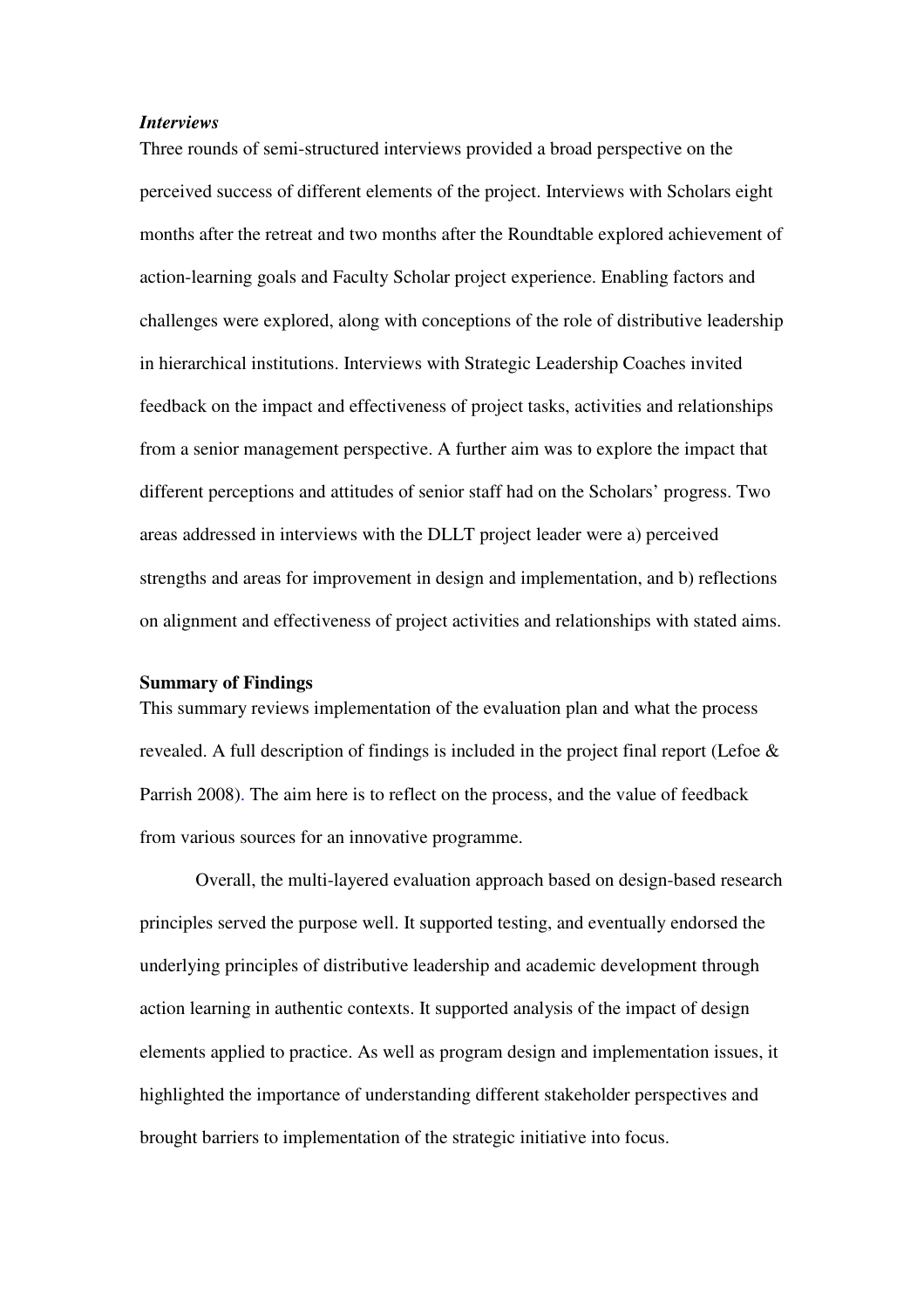### *Interviews*

Three rounds of semi-structured interviews provided a broad perspective on the perceived success of different elements of the project. Interviews with Scholars eight months after the retreat and two months after the Roundtable explored achievement of action-learning goals and Faculty Scholar project experience. Enabling factors and challenges were explored, along with conceptions of the role of distributive leadership in hierarchical institutions. Interviews with Strategic Leadership Coaches invited feedback on the impact and effectiveness of project tasks, activities and relationships from a senior management perspective. A further aim was to explore the impact that different perceptions and attitudes of senior staff had on the Scholars' progress. Two areas addressed in interviews with the DLLT project leader were a) perceived strengths and areas for improvement in design and implementation, and b) reflections on alignment and effectiveness of project activities and relationships with stated aims.

## Summary of Findings

This summary reviews implementation of the evaluation plan and what the process revealed. A full description of findings is included in the project final report (Lefoe & Parrish 2008). The aim here is to reflect on the process, and the value of feedback from various sources for an innovative programme.

Overall, the multi-layered evaluation approach based on design-based research principles served the purpose well. It supported testing, and eventually endorsed the underlying principles of distributive leadership and academic development through action learning in authentic contexts. It supported analysis of the impact of design elements applied to practice. As well as program design and implementation issues, it highlighted the importance of understanding different stakeholder perspectives and brought barriers to implementation of the strategic initiative into focus.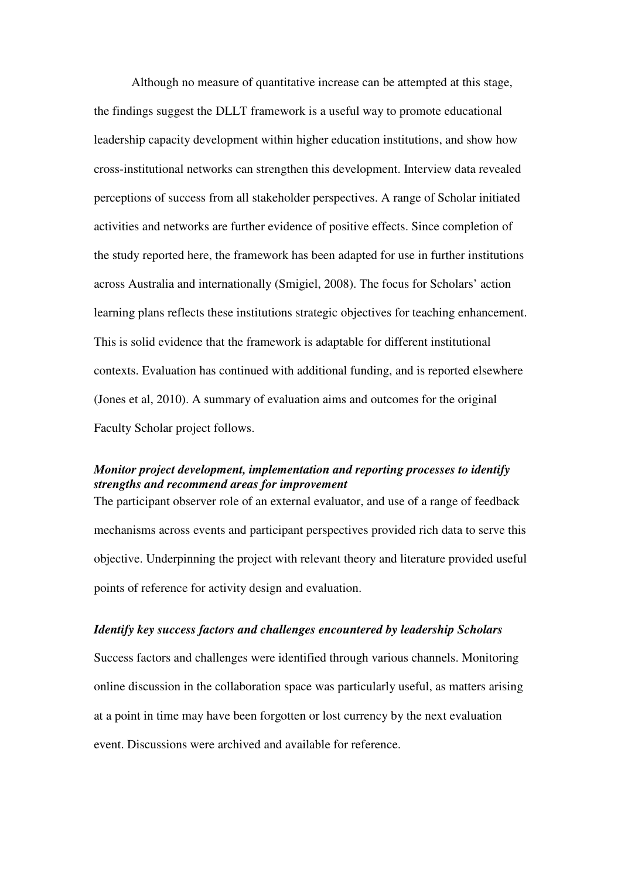Although no measure of quantitative increase can be attempted at this stage, the findings suggest the DLLT framework is a useful way to promote educational leadership capacity development within higher education institutions, and show how cross-institutional networks can strengthen this development. Interview data revealed perceptions of success from all stakeholder perspectives. A range of Scholar initiated activities and networks are further evidence of positive effects. Since completion of the study reported here, the framework has been adapted for use in further institutions across Australia and internationally (Smigiel, 2008). The focus for Scholars' action learning plans reflects these institutions strategic objectives for teaching enhancement. This is solid evidence that the framework is adaptable for different institutional contexts. Evaluation has continued with additional funding, and is reported elsewhere (Jones et al, 2010). A summary of evaluation aims and outcomes for the original Faculty Scholar project follows.

***Monitor project development, implementation and reporting processes to identify strengths and recommend areas for improvement***

The participant observer role of an external evaluator, and use of a range of feedback mechanisms across events and participant perspectives provided rich data to serve this objective. Underpinning the project with relevant theory and literature provided useful points of reference for activity design and evaluation.

***Identify key success factors and challenges encountered by leadership Scholars***

Success factors and challenges were identified through various channels. Monitoring online discussion in the collaboration space was particularly useful, as matters arising at a point in time may have been forgotten or lost currency by the next evaluation event. Discussions were archived and available for reference.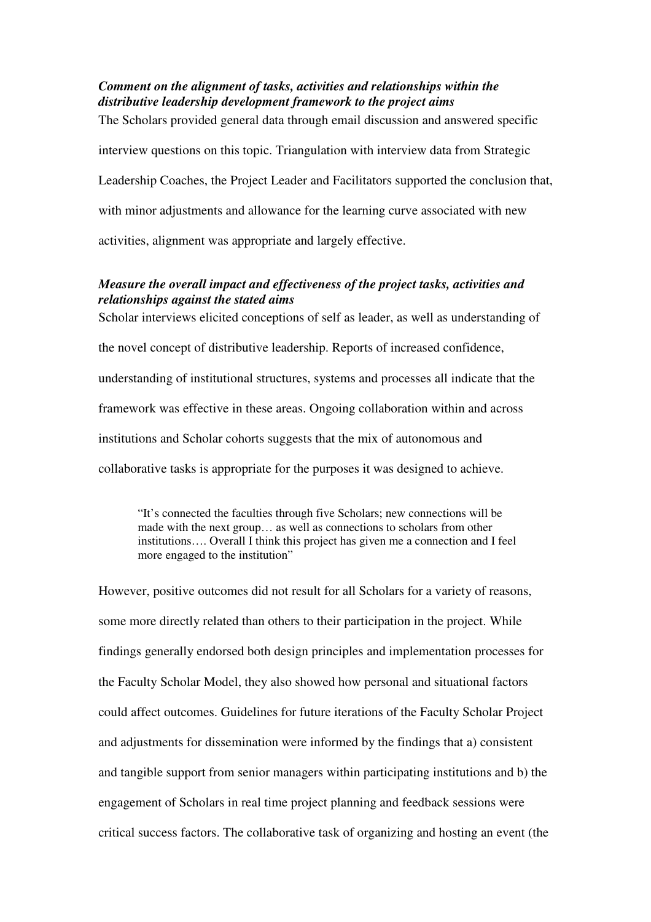***Comment on the alignment of tasks, activities and relationships within the distributive leadership development framework to the project aims***

The Scholars provided general data through email discussion and answered specific interview questions on this topic. Triangulation with interview data from Strategic Leadership Coaches, the Project Leader and Facilitators supported the conclusion that, with minor adjustments and allowance for the learning curve associated with new activities, alignment was appropriate and largely effective.

***Measure the overall impact and effectiveness of the project tasks, activities and relationships against the stated aims***

Scholar interviews elicited conceptions of self as leader, as well as understanding of the novel concept of distributive leadership. Reports of increased confidence, understanding of institutional structures, systems and processes all indicate that the framework was effective in these areas. Ongoing collaboration within and across institutions and Scholar cohorts suggests that the mix of autonomous and collaborative tasks is appropriate for the purposes it was designed to achieve.

> "It's connected the faculties through five Scholars; new connections will be made with the next group… as well as connections to scholars from other institutions…. Overall I think this project has given me a connection and I feel more engaged to the institution"

However, positive outcomes did not result for all Scholars for a variety of reasons, some more directly related than others to their participation in the project. While findings generally endorsed both design principles and implementation processes for the Faculty Scholar Model, they also showed how personal and situational factors could affect outcomes. Guidelines for future iterations of the Faculty Scholar Project and adjustments for dissemination were informed by the findings that a) consistent and tangible support from senior managers within participating institutions and b) the engagement of Scholars in real time project planning and feedback sessions were critical success factors. The collaborative task of organizing and hosting an event (the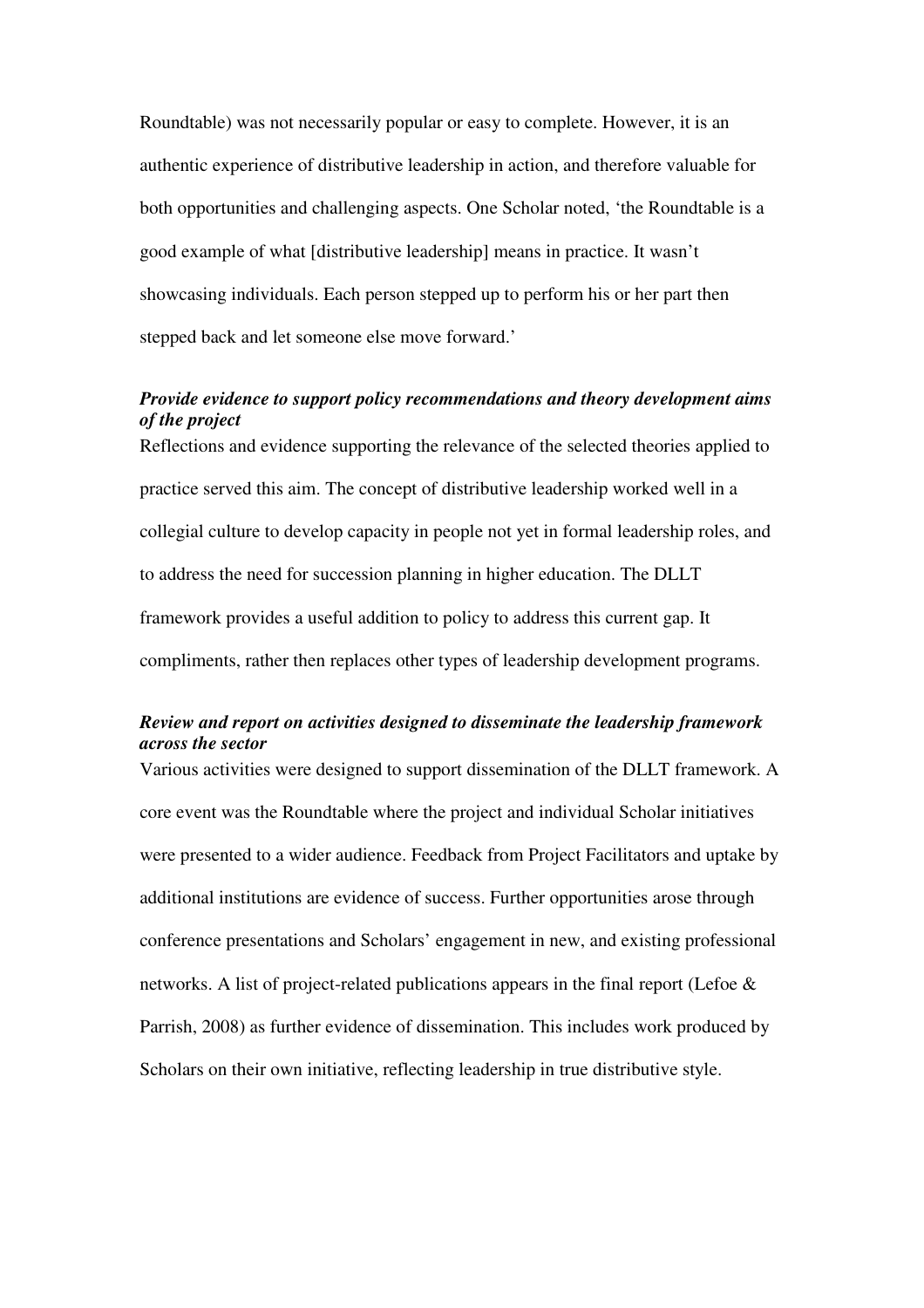Roundtable) was not necessarily popular or easy to complete. However, it is an authentic experience of distributive leadership in action, and therefore valuable for both opportunities and challenging aspects. One Scholar noted, 'the Roundtable is a good example of what [distributive leadership] means in practice. It wasn't showcasing individuals. Each person stepped up to perform his or her part then stepped back and let someone else move forward.'

***Provide evidence to support policy recommendations and theory development aims of the project***

Reflections and evidence supporting the relevance of the selected theories applied to practice served this aim. The concept of distributive leadership worked well in a collegial culture to develop capacity in people not yet in formal leadership roles, and to address the need for succession planning in higher education. The DLLT framework provides a useful addition to policy to address this current gap. It compliments, rather then replaces other types of leadership development programs.

***Review and report on activities designed to disseminate the leadership framework across the sector***

Various activities were designed to support dissemination of the DLLT framework. A core event was the Roundtable where the project and individual Scholar initiatives were presented to a wider audience. Feedback from Project Facilitators and uptake by additional institutions are evidence of success. Further opportunities arose through conference presentations and Scholars' engagement in new, and existing professional networks. A list of project-related publications appears in the final report (Lefoe & Parrish, 2008) as further evidence of dissemination. This includes work produced by Scholars on their own initiative, reflecting leadership in true distributive style.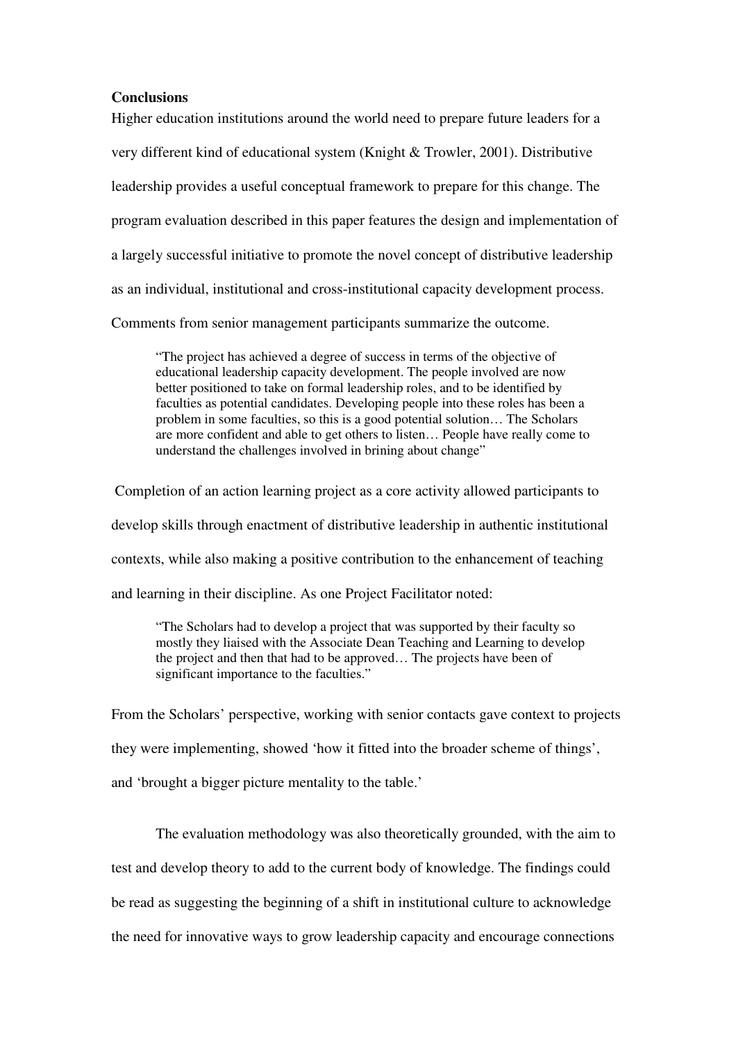**Conclusions**

Higher education institutions around the world need to prepare future leaders for a very different kind of educational system (Knight & Trowler, 2001). Distributive leadership provides a useful conceptual framework to prepare for this change. The program evaluation described in this paper features the design and implementation of a largely successful initiative to promote the novel concept of distributive leadership as an individual, institutional and cross-institutional capacity development process. Comments from senior management participants summarize the outcome.

> "The project has achieved a degree of success in terms of the objective of educational leadership capacity development. The people involved are now better positioned to take on formal leadership roles, and to be identified by faculties as potential candidates. Developing people into these roles has been a problem in some faculties, so this is a good potential solution… The Scholars are more confident and able to get others to listen… People have really come to understand the challenges involved in brining about change"

Completion of an action learning project as a core activity allowed participants to develop skills through enactment of distributive leadership in authentic institutional contexts, while also making a positive contribution to the enhancement of teaching and learning in their discipline. As one Project Facilitator noted:

> "The Scholars had to develop a project that was supported by their faculty so mostly they liaised with the Associate Dean Teaching and Learning to develop the project and then that had to be approved… The projects have been of significant importance to the faculties."

From the Scholars' perspective, working with senior contacts gave context to projects they were implementing, showed 'how it fitted into the broader scheme of things', and 'brought a bigger picture mentality to the table.'

The evaluation methodology was also theoretically grounded, with the aim to test and develop theory to add to the current body of knowledge. The findings could be read as suggesting the beginning of a shift in institutional culture to acknowledge the need for innovative ways to grow leadership capacity and encourage connections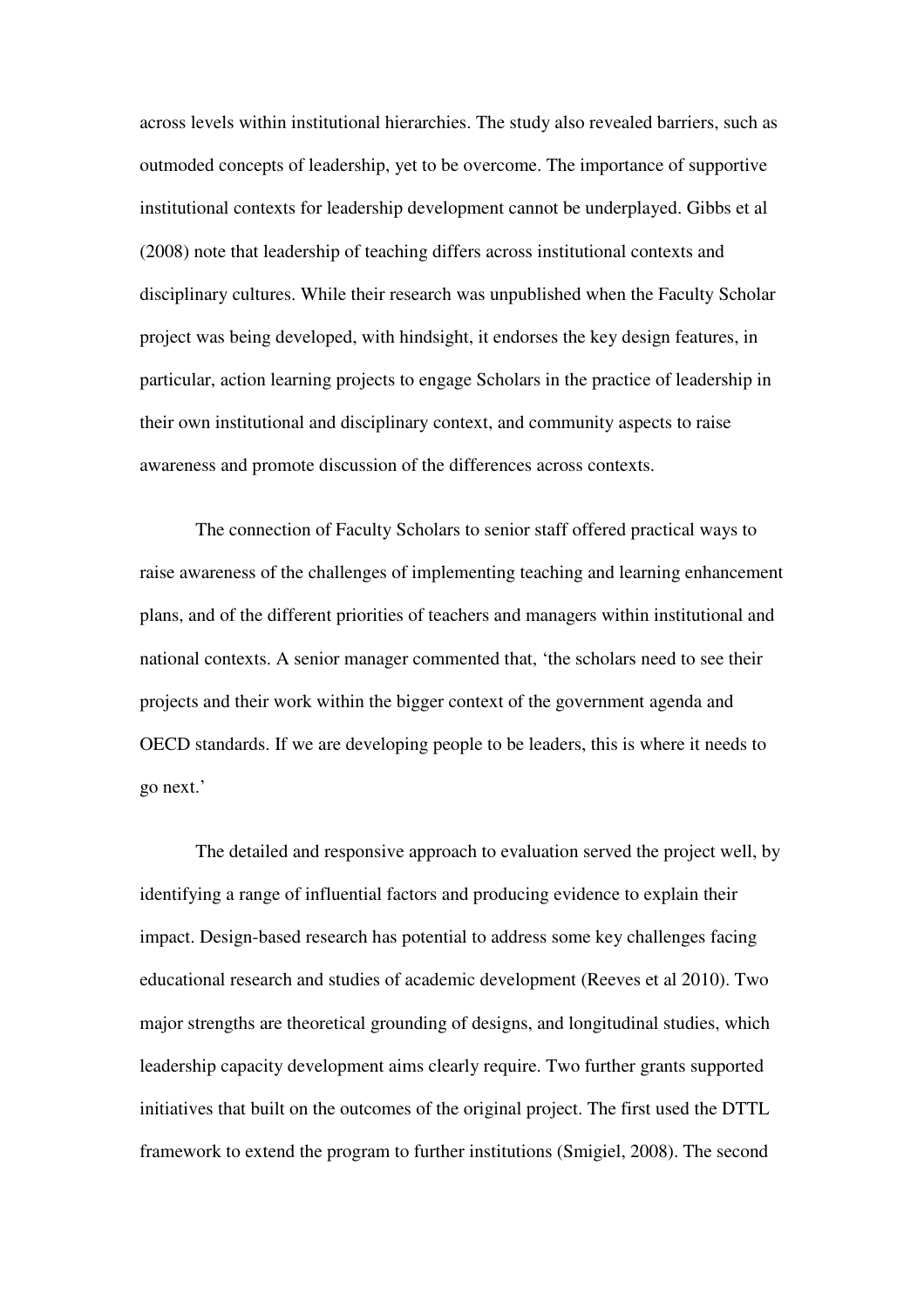across levels within institutional hierarchies. The study also revealed barriers, such as outmoded concepts of leadership, yet to be overcome. The importance of supportive institutional contexts for leadership development cannot be underplayed. Gibbs et al (2008) note that leadership of teaching differs across institutional contexts and disciplinary cultures. While their research was unpublished when the Faculty Scholar project was being developed, with hindsight, it endorses the key design features, in particular, action learning projects to engage Scholars in the practice of leadership in their own institutional and disciplinary context, and community aspects to raise awareness and promote discussion of the differences across contexts.

The connection of Faculty Scholars to senior staff offered practical ways to raise awareness of the challenges of implementing teaching and learning enhancement plans, and of the different priorities of teachers and managers within institutional and national contexts. A senior manager commented that, 'the scholars need to see their projects and their work within the bigger context of the government agenda and OECD standards. If we are developing people to be leaders, this is where it needs to go next.'

The detailed and responsive approach to evaluation served the project well, by identifying a range of influential factors and producing evidence to explain their impact. Design-based research has potential to address some key challenges facing educational research and studies of academic development (Reeves et al 2010). Two major strengths are theoretical grounding of designs, and longitudinal studies, which leadership capacity development aims clearly require. Two further grants supported initiatives that built on the outcomes of the original project. The first used the DTTL framework to extend the program to further institutions (Smigiel, 2008). The second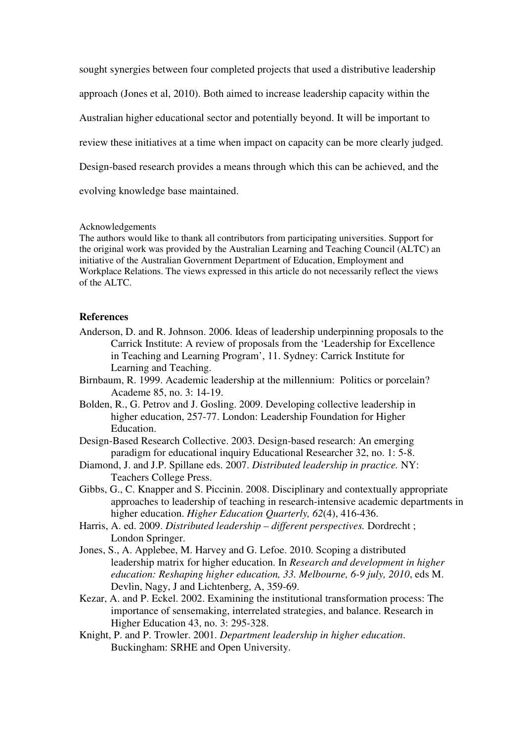sought synergies between four completed projects that used a distributive leadership approach (Jones et al, 2010). Both aimed to increase leadership capacity within the Australian higher educational sector and potentially beyond. It will be important to review these initiatives at a time when impact on capacity can be more clearly judged. Design-based research provides a means through which this can be achieved, and the evolving knowledge base maintained.

Acknowledgements

The authors would like to thank all contributors from participating universities. Support for the original work was provided by the Australian Learning and Teaching Council (ALTC) an initiative of the Australian Government Department of Education, Employment and Workplace Relations. The views expressed in this article do not necessarily reflect the views of the ALTC.

## References

Anderson, D. and R. Johnson. 2006. Ideas of leadership underpinning proposals to the Carrick Institute: A review of proposals from the 'Leadership for Excellence in Teaching and Learning Program', 11. Sydney: Carrick Institute for Learning and Teaching.

Birnbaum, R. 1999. Academic leadership at the millennium: Politics or porcelain? Academe 85, no. 3: 14-19.

Bolden, R., G. Petrov and J. Gosling. 2009. Developing collective leadership in higher education, 257-77. London: Leadership Foundation for Higher Education.

Design-Based Research Collective. 2003. Design-based research: An emerging paradigm for educational inquiry Educational Researcher 32, no. 1: 5-8.

Diamond, J. and J.P. Spillane eds. 2007. *Distributed leadership in practice.* NY: Teachers College Press.

Gibbs, G., C. Knapper and S. Piccinin. 2008. Disciplinary and contextually appropriate approaches to leadership of teaching in research-intensive academic departments in higher education. *Higher Education Quarterly, 62*(4), 416-436.

Harris, A. ed. 2009. *Distributed leadership – different perspectives.* Dordrecht ; London Springer.

Jones, S., A. Applebee, M. Harvey and G. Lefoe. 2010. Scoping a distributed leadership matrix for higher education. In *Research and development in higher education: Reshaping higher education, 33. Melbourne, 6-9 july, 2010*, eds M. Devlin, Nagy, J and Lichtenberg, A, 359-69.

Kezar, A. and P. Eckel. 2002. Examining the institutional transformation process: The importance of sensemaking, interrelated strategies, and balance. Research in Higher Education 43, no. 3: 295-328.

Knight, P. and P. Trowler. 2001. *Department leadership in higher education*. Buckingham: SRHE and Open University.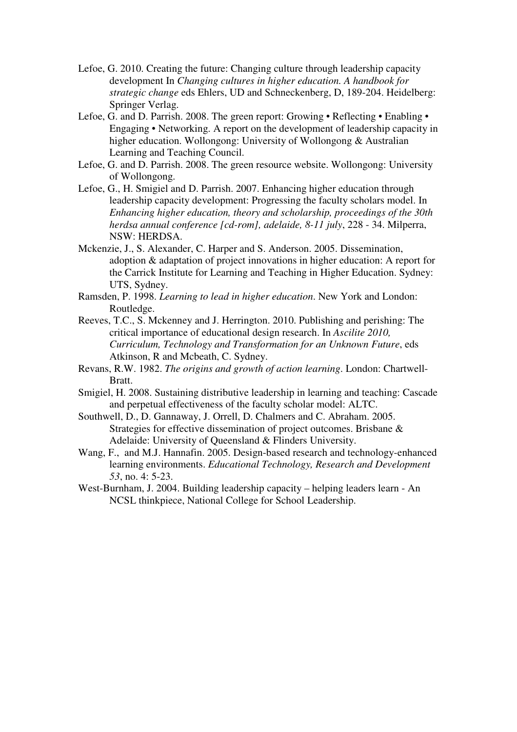Lefoe, G. 2010. Creating the future: Changing culture through leadership capacity development In *Changing cultures in higher education. A handbook for strategic change* eds Ehlers, UD and Schneckenberg, D, 189-204. Heidelberg: Springer Verlag.

Lefoe, G. and D. Parrish. 2008. The green report: Growing • Reflecting • Enabling • Engaging • Networking. A report on the development of leadership capacity in higher education. Wollongong: University of Wollongong & Australian Learning and Teaching Council.

Lefoe, G. and D. Parrish. 2008. The green resource website. Wollongong: University of Wollongong.

Lefoe, G., H. Smigiel and D. Parrish. 2007. Enhancing higher education through leadership capacity development: Progressing the faculty scholars model. In *Enhancing higher education, theory and scholarship, proceedings of the 30th herdsa annual conference [cd-rom], adelaide, 8-11 july*, 228 - 34. Milperra, NSW: HERDSA.

Mckenzie, J., S. Alexander, C. Harper and S. Anderson. 2005. Dissemination, adoption & adaptation of project innovations in higher education: A report for the Carrick Institute for Learning and Teaching in Higher Education. Sydney: UTS, Sydney.

Ramsden, P. 1998. *Learning to lead in higher education*. New York and London: Routledge.

Reeves, T.C., S. Mckenney and J. Herrington. 2010. Publishing and perishing: The critical importance of educational design research. In *Ascilite 2010, Curriculum, Technology and Transformation for an Unknown Future*, eds Atkinson, R and Mcbeath, C. Sydney.

Revans, R.W. 1982. *The origins and growth of action learning*. London: Chartwell-Bratt.

Smigiel, H. 2008. Sustaining distributive leadership in learning and teaching: Cascade and perpetual effectiveness of the faculty scholar model: ALTC.

Southwell, D., D. Gannaway, J. Orrell, D. Chalmers and C. Abraham. 2005. Strategies for effective dissemination of project outcomes. Brisbane & Adelaide: University of Queensland & Flinders University.

Wang, F., and M.J. Hannafin. 2005. Design-based research and technology-enhanced learning environments. *Educational Technology, Research and Development 53*, no. 4: 5-23.

West-Burnham, J. 2004. Building leadership capacity – helping leaders learn - An NCSL thinkpiece, National College for School Leadership.